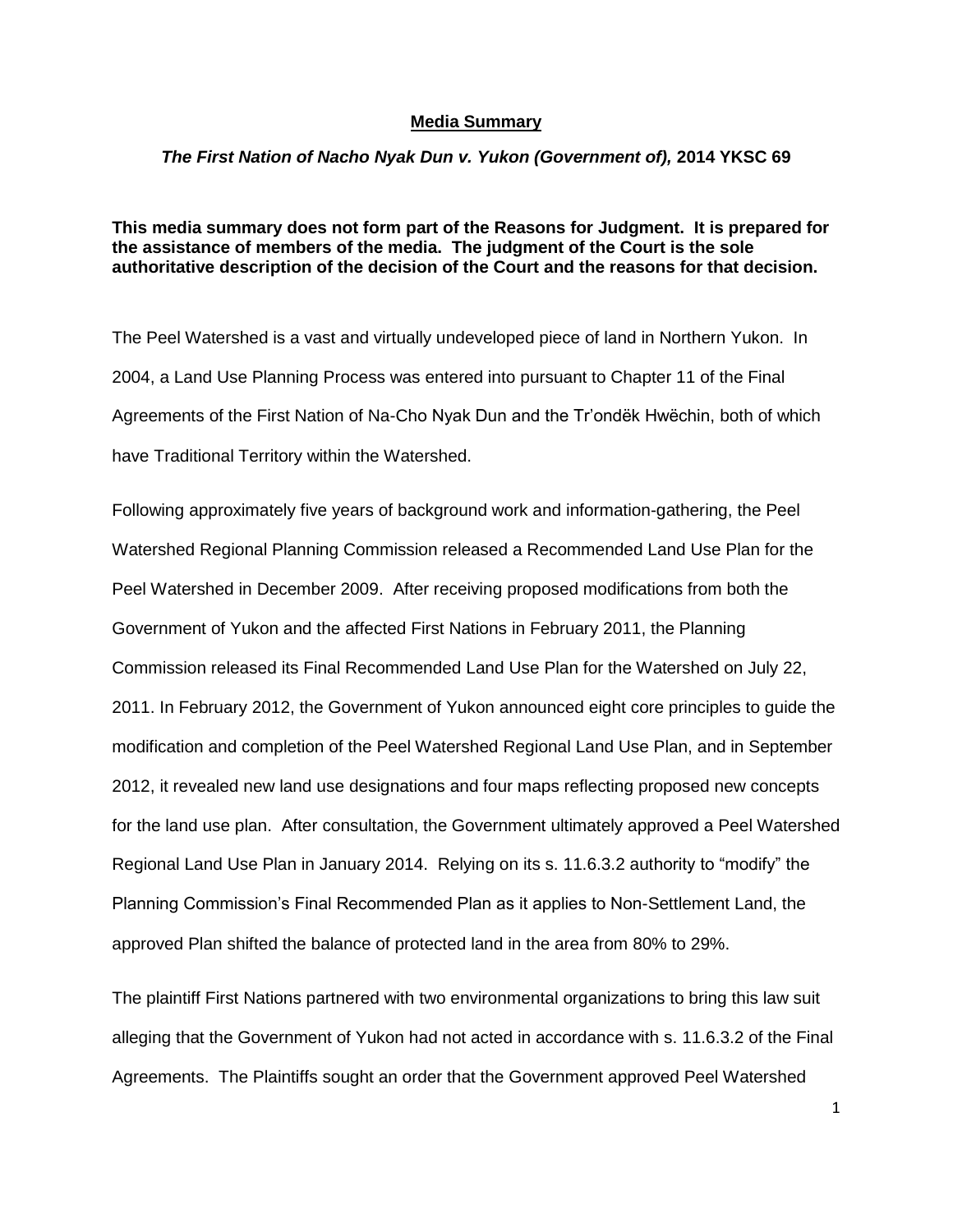**Media Summary**

***The First Nation of Nacho Nyak Dun v. Yukon (Government of),* 2014 YKSC 69**

**This media summary does not form part of the Reasons for Judgment. It is prepared for the assistance of members of the media. The judgment of the Court is the sole authoritative description of the decision of the Court and the reasons for that decision.**

The Peel Watershed is a vast and virtually undeveloped piece of land in Northern Yukon. In 2004, a Land Use Planning Process was entered into pursuant to Chapter 11 of the Final Agreements of the First Nation of Na-Cho Nyak Dun and the Tr'ondëk Hwëchin, both of which have Traditional Territory within the Watershed.

Following approximately five years of background work and information-gathering, the Peel Watershed Regional Planning Commission released a Recommended Land Use Plan for the Peel Watershed in December 2009. After receiving proposed modifications from both the Government of Yukon and the affected First Nations in February 2011, the Planning Commission released its Final Recommended Land Use Plan for the Watershed on July 22, 2011. In February 2012, the Government of Yukon announced eight core principles to guide the modification and completion of the Peel Watershed Regional Land Use Plan, and in September 2012, it revealed new land use designations and four maps reflecting proposed new concepts for the land use plan. After consultation, the Government ultimately approved a Peel Watershed Regional Land Use Plan in January 2014. Relying on its s. 11.6.3.2 authority to "modify" the Planning Commission's Final Recommended Plan as it applies to Non-Settlement Land, the approved Plan shifted the balance of protected land in the area from 80% to 29%.

The plaintiff First Nations partnered with two environmental organizations to bring this law suit alleging that the Government of Yukon had not acted in accordance with s. 11.6.3.2 of the Final Agreements. The Plaintiffs sought an order that the Government approved Peel Watershed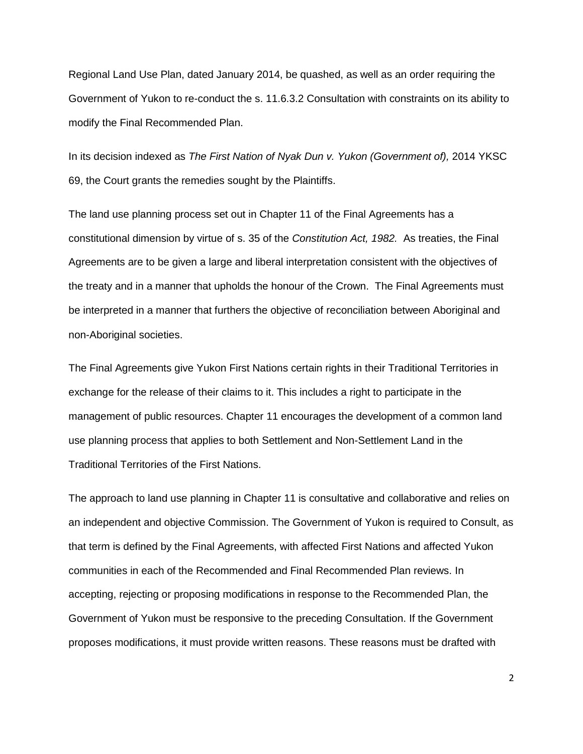Regional Land Use Plan, dated January 2014, be quashed, as well as an order requiring the Government of Yukon to re-conduct the s. 11.6.3.2 Consultation with constraints on its ability to modify the Final Recommended Plan.

In its decision indexed as *The First Nation of Nyak Dun v. Yukon (Government of),* 2014 YKSC 69, the Court grants the remedies sought by the Plaintiffs.

The land use planning process set out in Chapter 11 of the Final Agreements has a constitutional dimension by virtue of s. 35 of the *Constitution Act, 1982.* As treaties, the Final Agreements are to be given a large and liberal interpretation consistent with the objectives of the treaty and in a manner that upholds the honour of the Crown. The Final Agreements must be interpreted in a manner that furthers the objective of reconciliation between Aboriginal and non-Aboriginal societies.

The Final Agreements give Yukon First Nations certain rights in their Traditional Territories in exchange for the release of their claims to it. This includes a right to participate in the management of public resources. Chapter 11 encourages the development of a common land use planning process that applies to both Settlement and Non-Settlement Land in the Traditional Territories of the First Nations.

The approach to land use planning in Chapter 11 is consultative and collaborative and relies on an independent and objective Commission. The Government of Yukon is required to Consult, as that term is defined by the Final Agreements, with affected First Nations and affected Yukon communities in each of the Recommended and Final Recommended Plan reviews. In accepting, rejecting or proposing modifications in response to the Recommended Plan, the Government of Yukon must be responsive to the preceding Consultation. If the Government proposes modifications, it must provide written reasons. These reasons must be drafted with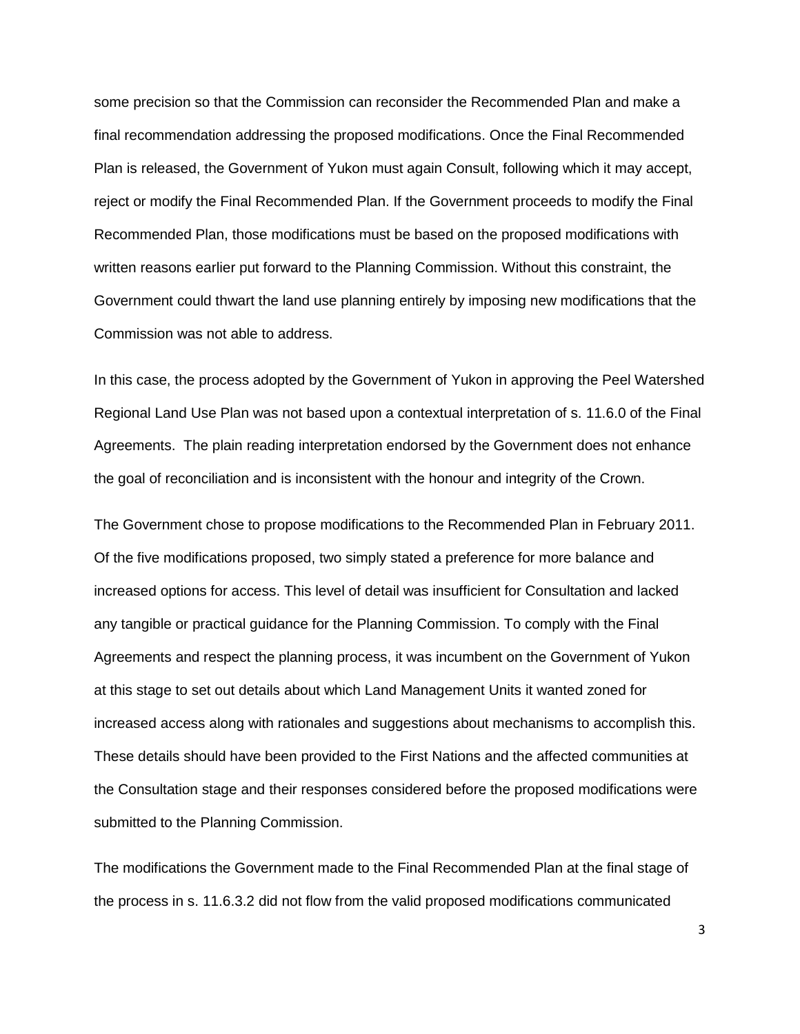some precision so that the Commission can reconsider the Recommended Plan and make a final recommendation addressing the proposed modifications. Once the Final Recommended Plan is released, the Government of Yukon must again Consult, following which it may accept, reject or modify the Final Recommended Plan. If the Government proceeds to modify the Final Recommended Plan, those modifications must be based on the proposed modifications with written reasons earlier put forward to the Planning Commission. Without this constraint, the Government could thwart the land use planning entirely by imposing new modifications that the Commission was not able to address.

In this case, the process adopted by the Government of Yukon in approving the Peel Watershed Regional Land Use Plan was not based upon a contextual interpretation of s. 11.6.0 of the Final Agreements. The plain reading interpretation endorsed by the Government does not enhance the goal of reconciliation and is inconsistent with the honour and integrity of the Crown.

The Government chose to propose modifications to the Recommended Plan in February 2011. Of the five modifications proposed, two simply stated a preference for more balance and increased options for access. This level of detail was insufficient for Consultation and lacked any tangible or practical guidance for the Planning Commission. To comply with the Final Agreements and respect the planning process, it was incumbent on the Government of Yukon at this stage to set out details about which Land Management Units it wanted zoned for increased access along with rationales and suggestions about mechanisms to accomplish this. These details should have been provided to the First Nations and the affected communities at the Consultation stage and their responses considered before the proposed modifications were submitted to the Planning Commission.

The modifications the Government made to the Final Recommended Plan at the final stage of the process in s. 11.6.3.2 did not flow from the valid proposed modifications communicated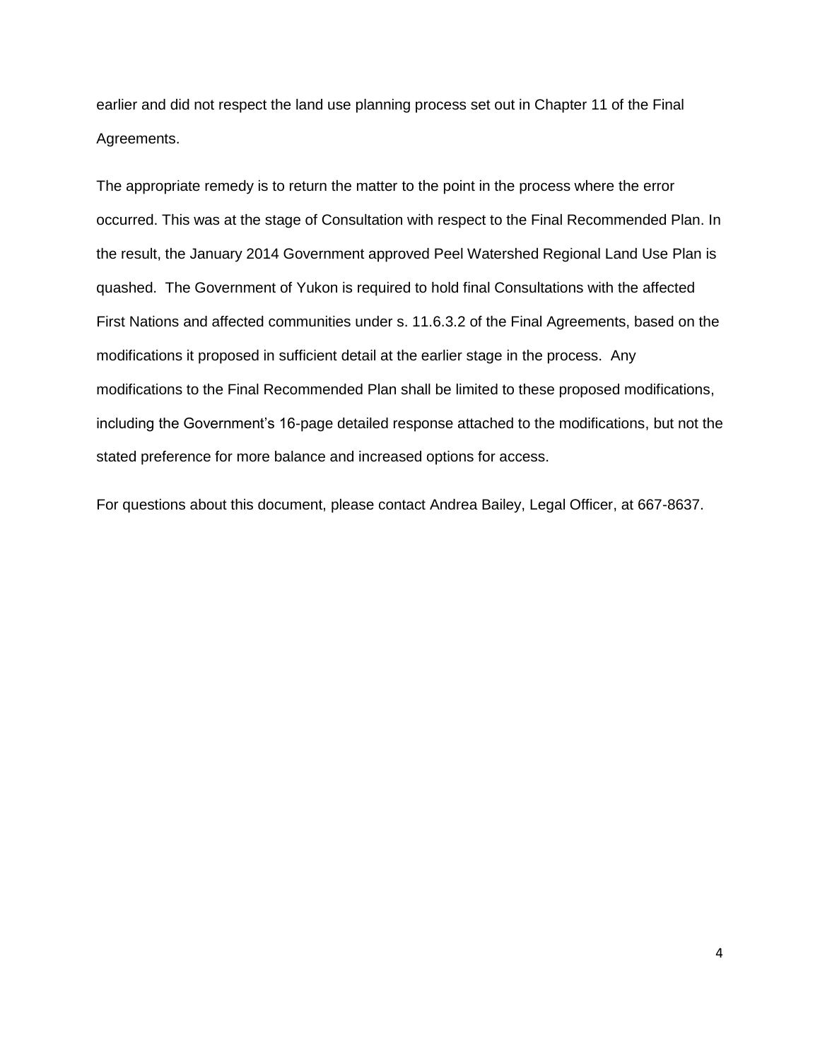earlier and did not respect the land use planning process set out in Chapter 11 of the Final Agreements.

The appropriate remedy is to return the matter to the point in the process where the error occurred. This was at the stage of Consultation with respect to the Final Recommended Plan. In the result, the January 2014 Government approved Peel Watershed Regional Land Use Plan is quashed. The Government of Yukon is required to hold final Consultations with the affected First Nations and affected communities under s. 11.6.3.2 of the Final Agreements, based on the modifications it proposed in sufficient detail at the earlier stage in the process. Any modifications to the Final Recommended Plan shall be limited to these proposed modifications, including the Government's 16-page detailed response attached to the modifications, but not the stated preference for more balance and increased options for access.

For questions about this document, please contact Andrea Bailey, Legal Officer, at 667-8637.